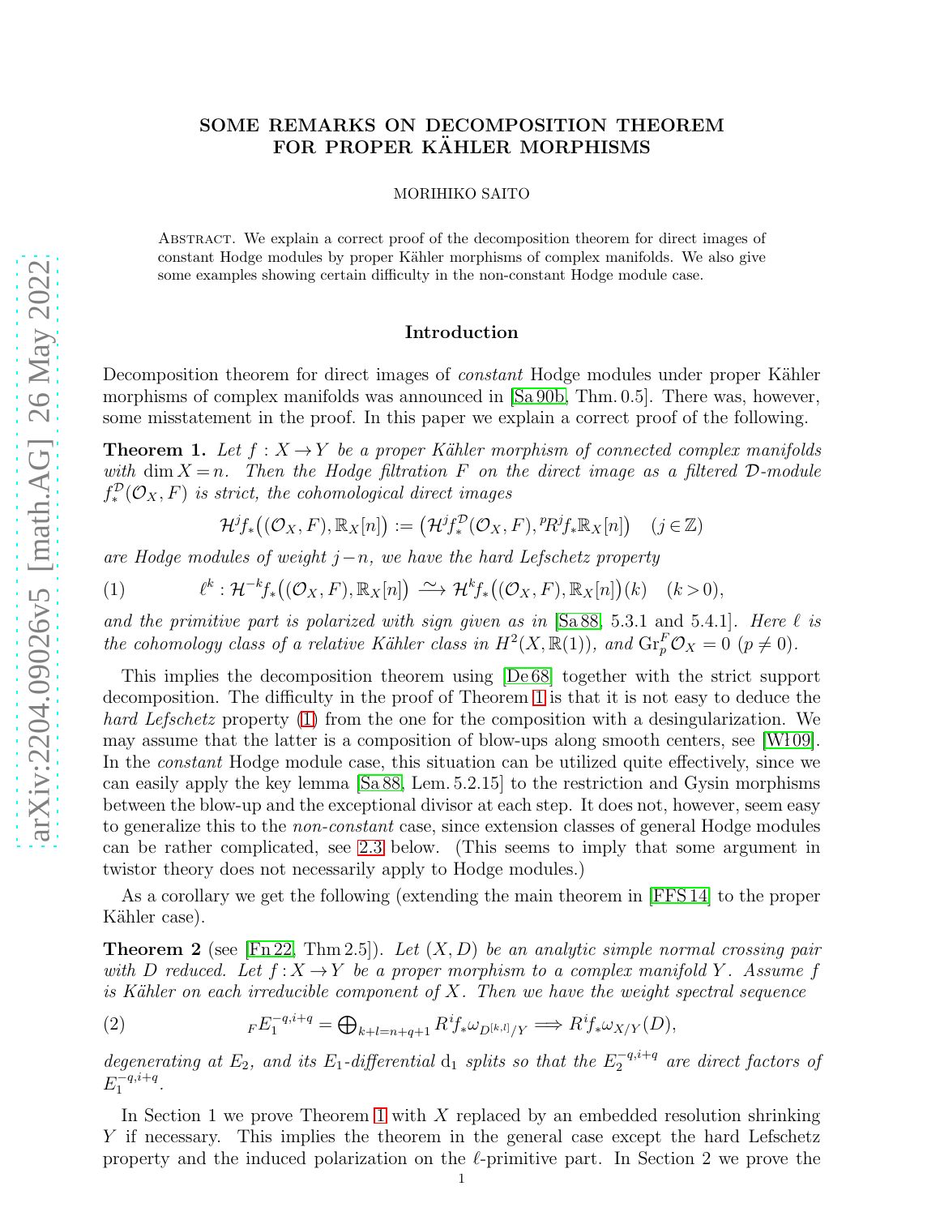# SOME REMARKS ON DECOMPOSITION THEOREM FOR PROPER KÄHLER MORPHISMS

MORIHIKO SAITO

Abstract. We explain a correct proof of the decomposition theorem for direct images of constant Hodge modules by proper Kähler morphisms of complex manifolds. We also give some examples showing certain difficulty in the non-constant Hodge module case.

## Introduction

Decomposition theorem for direct images of *constant* Hodge modules under proper Kähler morphisms of complex manifolds was announced in [Sa 90b, Thm. 0.5]. There was, however, some misstatement in the proof. In this paper we explain a correct proof of the following.

**Theorem 1.** *Let $f: X \to Y$ be a proper Kähler morphism of connected complex manifolds with $\dim X = n$. Then the Hodge filtration $F$ on the direct image as a filtered $\mathcal{D}$-module $f_*^{\mathcal{D}}(\mathcal{O}_X, F)$ is strict, the cohomological direct images*

$$\mathcal{H}^j f_*\big((\mathcal{O}_X, F), \mathbb{R}_X[n]\big) := \big(\mathcal{H}^j f_*^{\mathcal{D}}(\mathcal{O}_X, F), {}^pR^j f_*\mathbb{R}_X[n]\big) \quad (j \in \mathbb{Z})$$

*are Hodge modules of weight $j-n$, we have the hard Lefschetz property*

$$(1) \qquad \ell^k : \mathcal{H}^{-k} f_*\big((\mathcal{O}_X, F), \mathbb{R}_X[n]\big) \xrightarrow{\sim} \mathcal{H}^k f_*\big((\mathcal{O}_X, F), \mathbb{R}_X[n]\big)(k) \quad (k > 0),$$

*and the primitive part is polarized with sign given as in [Sa 88, 5.3.1 and 5.4.1]. Here $\ell$ is the cohomology class of a relative Kähler class in $H^2(X, \mathbb{R}(1))$, and $\mathrm{Gr}_p^F \mathcal{O}_X = 0$ $(p \neq 0)$.*

This implies the decomposition theorem using [De 68] together with the strict support decomposition. The difficulty in the proof of Theorem 1 is that it is not easy to deduce the *hard Lefschetz* property (1) from the one for the composition with a desingularization. We may assume that the latter is a composition of blow-ups along smooth centers, see [Wł 09]. In the *constant* Hodge module case, this situation can be utilized quite effectively, since we can easily apply the key lemma [Sa 88, Lem. 5.2.15] to the restriction and Gysin morphisms between the blow-up and the exceptional divisor at each step. It does not, however, seem easy to generalize this to the *non-constant* case, since extension classes of general Hodge modules can be rather complicated, see 2.3 below. (This seems to imply that some argument in twistor theory does not necessarily apply to Hodge modules.)

As a corollary we get the following (extending the main theorem in [FFS 14] to the proper Kähler case).

**Theorem 2** (see [Fn 22, Thm 2.5]). *Let $(X, D)$ be an analytic simple normal crossing pair with $D$ reduced. Let $f: X \to Y$ be a proper morphism to a complex manifold $Y$. Assume $f$ is Kähler on each irreducible component of $X$. Then we have the weight spectral sequence*

$$(2) \qquad {}_FE_1^{-q,i+q} = \bigoplus\nolimits_{k+l=n+q+1} R^i f_*\omega_{D^{[k,l]}/Y} \Longrightarrow R^i f_*\omega_{X/Y}(D),$$

*degenerating at $E_2$, and its $E_1$-differential $\mathrm{d}_1$ splits so that the $E_2^{-q,i+q}$ are direct factors of $E_1^{-q,i+q}$.*

In Section 1 we prove Theorem 1 with $X$ replaced by an embedded resolution shrinking $Y$ if necessary. This implies the theorem in the general case except the hard Lefschetz property and the induced polarization on the $\ell$-primitive part. In Section 2 we prove the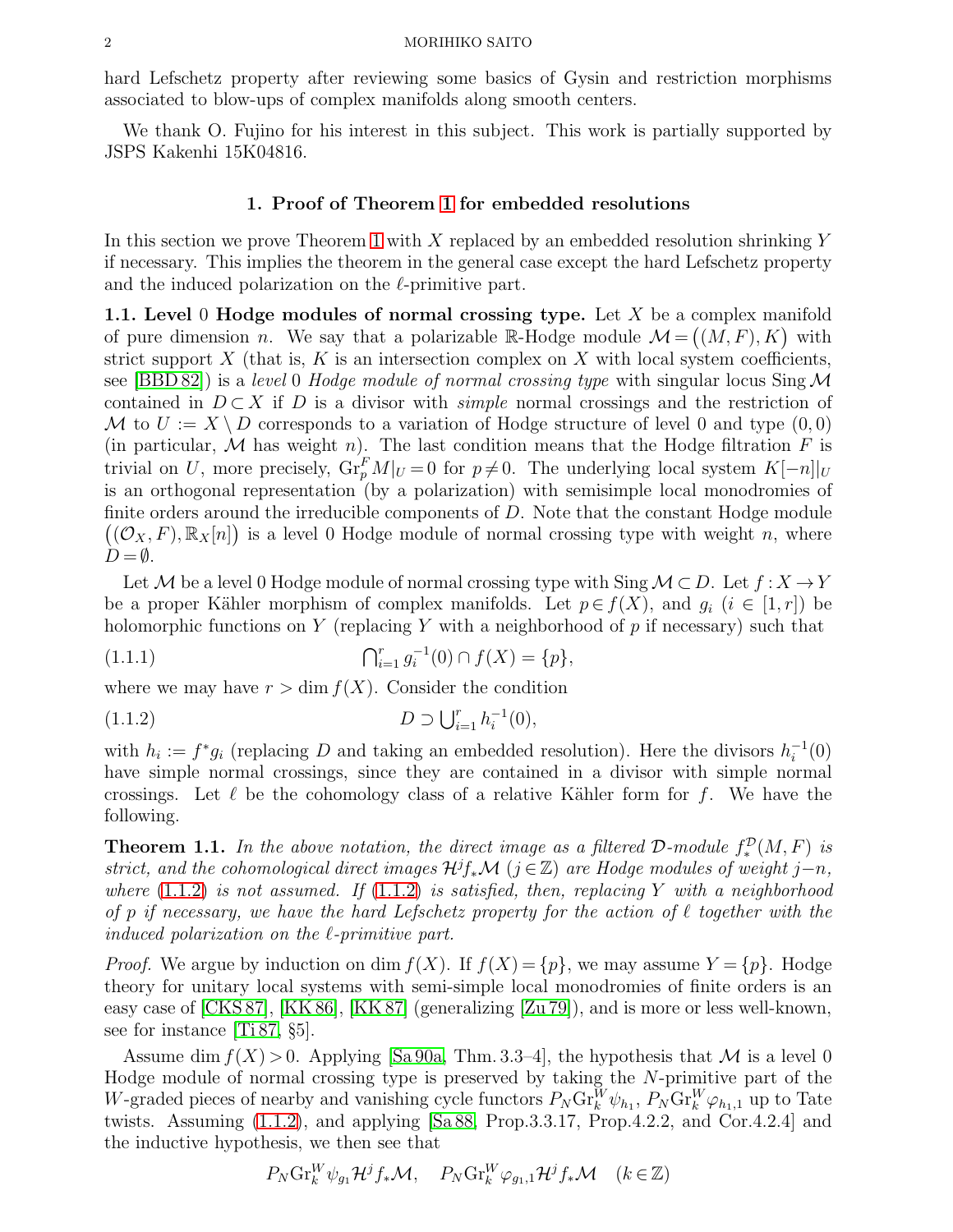hard Lefschetz property after reviewing some basics of Gysin and restriction morphisms associated to blow-ups of complex manifolds along smooth centers.

We thank O. Fujino for his interest in this subject. This work is partially supported by JSPS Kakenhi 15K04816.

## 1. Proof of Theorem 1 for embedded resolutions

In this section we prove Theorem 1 with $X$ replaced by an embedded resolution shrinking $Y$ if necessary. This implies the theorem in the general case except the hard Lefschetz property and the induced polarization on the $\ell$-primitive part.

**1.1. Level 0 Hodge modules of normal crossing type.** Let $X$ be a complex manifold of pure dimension $n$. We say that a polarizable $\mathbb{R}$-Hodge module $\mathcal{M}=\big((M,F),K\big)$ with strict support $X$ (that is, $K$ is an intersection complex on $X$ with local system coefficients, see [BBD 82]) is a *level* 0 *Hodge module of normal crossing type* with singular locus $\mathrm{Sing}\,\mathcal{M}$ contained in $D\subset X$ if $D$ is a divisor with *simple* normal crossings and the restriction of $\mathcal{M}$ to $U:=X\setminus D$ corresponds to a variation of Hodge structure of level 0 and type $(0,0)$ (in particular, $\mathcal{M}$ has weight $n$). The last condition means that the Hodge filtration $F$ is trivial on $U$, more precisely, $\mathrm{Gr}_p^F M|_U=0$ for $p\neq 0$. The underlying local system $K[-n]|_U$ is an orthogonal representation (by a polarization) with semisimple local monodromies of finite orders around the irreducible components of $D$. Note that the constant Hodge module $\big((\mathcal{O}_X,F),\mathbb{R}_X[n]\big)$ is a level 0 Hodge module of normal crossing type with weight $n$, where $D=\emptyset$.

Let $\mathcal{M}$ be a level 0 Hodge module of normal crossing type with $\mathrm{Sing}\,\mathcal{M}\subset D$. Let $f:X\to Y$ be a proper Kähler morphism of complex manifolds. Let $p\in f(X)$, and $g_i$ ($i\in[1,r]$) be holomorphic functions on $Y$ (replacing $Y$ with a neighborhood of $p$ if necessary) such that

$$\textstyle\bigcap_{i=1}^r g_i^{-1}(0)\cap f(X)=\{p\}, \tag{1.1.1}$$

where we may have $r>\dim f(X)$. Consider the condition

$$D\supset \textstyle\bigcup_{i=1}^r h_i^{-1}(0), \tag{1.1.2}$$

with $h_i:=f^*g_i$ (replacing $D$ and taking an embedded resolution). Here the divisors $h_i^{-1}(0)$ have simple normal crossings, since they are contained in a divisor with simple normal crossings. Let $\ell$ be the cohomology class of a relative Kähler form for $f$. We have the following.

**Theorem 1.1.** *In the above notation, the direct image as a filtered $\mathcal{D}$-module $f_*^{\mathcal{D}}(M,F)$ is strict, and the cohomological direct images $\mathcal{H}^jf_*\mathcal{M}$ $(j\in\mathbb{Z})$ are Hodge modules of weight $j-n$, where* (1.1.2) *is not assumed. If* (1.1.2) *is satisfied, then, replacing $Y$ with a neighborhood of $p$ if necessary, we have the hard Lefschetz property for the action of $\ell$ together with the induced polarization on the $\ell$-primitive part.*

*Proof.* We argue by induction on $\dim f(X)$. If $f(X)=\{p\}$, we may assume $Y=\{p\}$. Hodge theory for unitary local systems with semi-simple local monodromies of finite orders is an easy case of [CKS 87], [KK 86], [KK 87] (generalizing [Zu 79]), and is more or less well-known, see for instance [Ti 87, §5].

Assume $\dim f(X)>0$. Applying [Sa 90a, Thm. 3.3–4], the hypothesis that $\mathcal{M}$ is a level 0 Hodge module of normal crossing type is preserved by taking the $N$-primitive part of the $W$-graded pieces of nearby and vanishing cycle functors $P_N\mathrm{Gr}_k^W\psi_{h_1}$, $P_N\mathrm{Gr}_k^W\varphi_{h_1,1}$ up to Tate twists. Assuming (1.1.2), and applying [Sa 88, Prop.3.3.17, Prop.4.2.2, and Cor.4.2.4] and the inductive hypothesis, we then see that

$$P_N\mathrm{Gr}_k^W\psi_{g_1}\mathcal{H}^jf_*\mathcal{M},\quad P_N\mathrm{Gr}_k^W\varphi_{g_1,1}\mathcal{H}^jf_*\mathcal{M}\quad(k\in\mathbb{Z})$$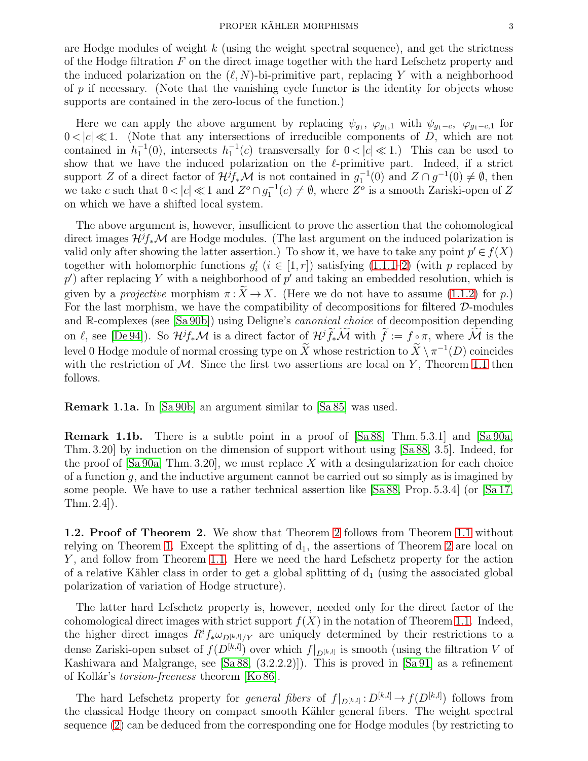are Hodge modules of weight $k$ (using the weight spectral sequence), and get the strictness of the Hodge filtration $F$ on the direct image together with the hard Lefschetz property and the induced polarization on the $(\ell, N)$-bi-primitive part, replacing $Y$ with a neighborhood of $p$ if necessary. (Note that the vanishing cycle functor is the identity for objects whose supports are contained in the zero-locus of the function.)

Here we can apply the above argument by replacing $\psi_{g_1}$, $\varphi_{g_1,1}$ with $\psi_{g_1-c}$, $\varphi_{g_1-c,1}$ for $0<|c|\ll 1$. (Note that any intersections of irreducible components of $D$, which are not contained in $h_1^{-1}(0)$, intersects $h_1^{-1}(c)$ transversally for $0<|c|\ll 1$.) This can be used to show that we have the induced polarization on the $\ell$-primitive part. Indeed, if a strict support $Z$ of a direct factor of $\mathcal{H}^j f_*\mathcal{M}$ is not contained in $g_1^{-1}(0)$ and $Z\cap g^{-1}(0)\neq\emptyset$, then we take $c$ such that $0<|c|\ll 1$ and $Z^o\cap g_1^{-1}(c)\neq\emptyset$, where $Z^o$ is a smooth Zariski-open of $Z$ on which we have a shifted local system.

The above argument is, however, insufficient to prove the assertion that the cohomological direct images $\mathcal{H}^j f_*\mathcal{M}$ are Hodge modules. (The last argument on the induced polarization is valid only after showing the latter assertion.) To show it, we have to take any point $p'\in f(X)$ together with holomorphic functions $g'_i$ ($i\in[1,r]$) satisfying (1.1.1–2) (with $p$ replaced by $p'$) after replacing $Y$ with a neighborhood of $p'$ and taking an embedded resolution, which is given by a *projective* morphism $\pi:\widetilde{X}\to X$. (Here we do not have to assume (1.1.2) for $p$.) For the last morphism, we have the compatibility of decompositions for filtered $\mathcal{D}$-modules and $\mathbb{R}$-complexes (see [Sa 90b]) using Deligne's *canonical choice* of decomposition depending on $\ell$, see [De 94]). So $\mathcal{H}^j f_*\mathcal{M}$ is a direct factor of $\mathcal{H}^j\widetilde{f}_*\widetilde{\mathcal{M}}$ with $\widetilde{f}:=f\circ\pi$, where $\widetilde{\mathcal{M}}$ is the level 0 Hodge module of normal crossing type on $\widetilde{X}$ whose restriction to $\widetilde{X}\setminus\pi^{-1}(D)$ coincides with the restriction of $\mathcal{M}$. Since the first two assertions are local on $Y$, Theorem 1.1 then follows.

**Remark 1.1a.** In [Sa 90b] an argument similar to [Sa 85] was used.

**Remark 1.1b.** There is a subtle point in a proof of [Sa 88, Thm. 5.3.1] and [Sa 90a, Thm. 3.20] by induction on the dimension of support without using [Sa 88, 3.5]. Indeed, for the proof of [Sa 90a, Thm. 3.20], we must replace $X$ with a desingularization for each choice of a function $g$, and the inductive argument cannot be carried out so simply as is imagined by some people. We have to use a rather technical assertion like [Sa 88, Prop. 5.3.4] (or [Sa 17, Thm. 2.4]).

**1.2. Proof of Theorem 2.** We show that Theorem 2 follows from Theorem 1.1 without relying on Theorem 1. Except the splitting of $\mathrm{d}_1$, the assertions of Theorem 2 are local on $Y$, and follow from Theorem 1.1. Here we need the hard Lefschetz property for the action of a relative Kähler class in order to get a global splitting of $\mathrm{d}_1$ (using the associated global polarization of variation of Hodge structure).

The latter hard Lefschetz property is, however, needed only for the direct factor of the cohomological direct images with strict support $f(X)$ in the notation of Theorem 1.1. Indeed, the higher direct images $R^i f_*\omega_{D^{[k,l]}/Y}$ are uniquely determined by their restrictions to a dense Zariski-open subset of $f(D^{[k,l]})$ over which $f|_{D^{[k,l]}}$ is smooth (using the filtration $V$ of Kashiwara and Malgrange, see [Sa 88, (3.2.2.2)]). This is proved in [Sa 91] as a refinement of Kollár's *torsion-freeness* theorem [Ko 86].

The hard Lefschetz property for *general fibers* of $f|_{D^{[k,l]}}:D^{[k,l]}\to f(D^{[k,l]})$ follows from the classical Hodge theory on compact smooth Kähler general fibers. The weight spectral sequence (2) can be deduced from the corresponding one for Hodge modules (by restricting to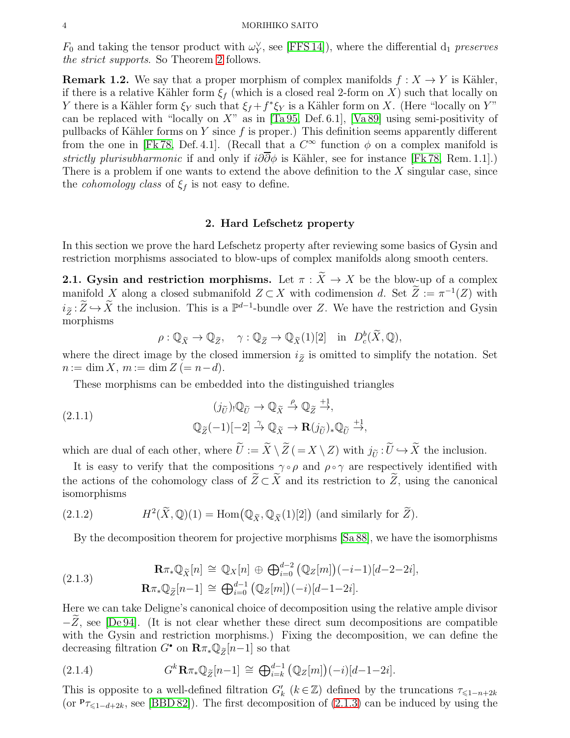$F_0$ and taking the tensor product with $\omega_Y^\vee$, see [FFS 14]), where the differential $d_1$ *preserves the strict supports*. So Theorem 2 follows.

**Remark 1.2.** We say that a proper morphism of complex manifolds $f : X \to Y$ is Kähler, if there is a relative Kähler form $\xi_f$ (which is a closed real 2-form on $X$) such that locally on $Y$ there is a Kähler form $\xi_Y$ such that $\xi_f + f^*\xi_Y$ is a Kähler form on $X$. (Here "locally on $Y$" can be replaced with "locally on $X$" as in [Ta 95, Def. 6.1], [Va 89] using semi-positivity of pullbacks of Kähler forms on $Y$ since $f$ is proper.) This definition seems apparently different from the one in [Fk 78, Def. 4.1]. (Recall that a $C^\infty$ function $\phi$ on a complex manifold is *strictly plurisubharmonic* if and only if $i\partial\overline{\partial}\phi$ is Kähler, see for instance [Fk 78, Rem. 1.1].) There is a problem if one wants to extend the above definition to the $X$ singular case, since the *cohomology class* of $\xi_f$ is not easy to define.

## 2. Hard Lefschetz property

In this section we prove the hard Lefschetz property after reviewing some basics of Gysin and restriction morphisms associated to blow-ups of complex manifolds along smooth centers.

**2.1. Gysin and restriction morphisms.** Let $\pi : \widetilde{X} \to X$ be the blow-up of a complex manifold $X$ along a closed submanifold $Z \subset X$ with codimension $d$. Set $\widetilde{Z} := \pi^{-1}(Z)$ with $i_{\widetilde{Z}} : \widetilde{Z} \hookrightarrow \widetilde{X}$ the inclusion. This is a $\mathbb{P}^{d-1}$-bundle over $Z$. We have the restriction and Gysin morphisms

$$\rho : \mathbb{Q}_{\widetilde{X}} \to \mathbb{Q}_{\widetilde{Z}}, \quad \gamma : \mathbb{Q}_{\widetilde{Z}} \to \mathbb{Q}_{\widetilde{X}}(1)[2] \quad \text{in} \quad D_c^b(\widetilde{X}, \mathbb{Q}),$$

where the direct image by the closed immersion $i_{\widetilde{Z}}$ is omitted to simplify the notation. Set $n := \dim X$, $m := \dim Z$ $(= n-d)$.

These morphisms can be embedded into the distinguished triangles

$$\begin{gathered}(j_{\widetilde{U}})_!\mathbb{Q}_{\widetilde{U}} \to \mathbb{Q}_{\widetilde{X}} \xrightarrow{\rho} \mathbb{Q}_{\widetilde{Z}} \xrightarrow{+1}, \\ \mathbb{Q}_{\widetilde{Z}}(-1)[-2] \xrightarrow{\gamma} \mathbb{Q}_{\widetilde{X}} \to \mathbf{R}(j_{\widetilde{U}})_*\mathbb{Q}_{\widetilde{U}} \xrightarrow{+1},\end{gathered} \tag{2.1.1}$$

which are dual of each other, where $\widetilde{U} := \widetilde{X} \setminus \widetilde{Z}$ $(= X \setminus Z)$ with $j_{\widetilde{U}} : \widetilde{U} \hookrightarrow \widetilde{X}$ the inclusion.

It is easy to verify that the compositions $\gamma \circ \rho$ and $\rho \circ \gamma$ are respectively identified with the actions of the cohomology class of $\widetilde{Z} \subset \widetilde{X}$ and its restriction to $\widetilde{Z}$, using the canonical isomorphisms

$$H^2(\widetilde{X}, \mathbb{Q})(1) = \mathrm{Hom}\big(\mathbb{Q}_{\widetilde{X}}, \mathbb{Q}_{\widetilde{X}}(1)[2]\big) \text{ (and similarly for } \widetilde{Z}). \tag{2.1.2}$$

By the decomposition theorem for projective morphisms [Sa 88], we have the isomorphisms

$$\begin{aligned}\mathbf{R}\pi_*\mathbb{Q}_{\widetilde{X}}[n] &\cong \mathbb{Q}_X[n] \,\oplus\, \textstyle\bigoplus_{i=0}^{d-2} \big(\mathbb{Q}_Z[m]\big)(-i-1)[d-2-2i], \\ \mathbf{R}\pi_*\mathbb{Q}_{\widetilde{Z}}[n-1] &\cong \textstyle\bigoplus_{i=0}^{d-1} \big(\mathbb{Q}_Z[m]\big)(-i)[d-1-2i].\end{aligned} \tag{2.1.3}$$

Here we can take Deligne's canonical choice of decomposition using the relative ample divisor $-\widetilde{Z}$, see [De 94]. (It is not clear whether these direct sum decompositions are compatible with the Gysin and restriction morphisms.) Fixing the decomposition, we can define the decreasing filtration $G^\bullet$ on $\mathbf{R}\pi_*\mathbb{Q}_{\widetilde{Z}}[n-1]$ so that

$$G^k\mathbf{R}\pi_*\mathbb{Q}_{\widetilde{Z}}[n-1] \cong \textstyle\bigoplus_{i=k}^{d-1} \big(\mathbb{Q}_Z[m]\big)(-i)[d-1-2i]. \tag{2.1.4}$$

This is opposite to a well-defined filtration $G'_k$ $(k \in \mathbb{Z})$ defined by the truncations $\tau_{\leqslant 1-n+2k}$ (or ${}^{\mathbf{p}}\tau_{\leqslant 1-d+2k}$, see [BBD 82]). The first decomposition of (2.1.3) can be induced by using the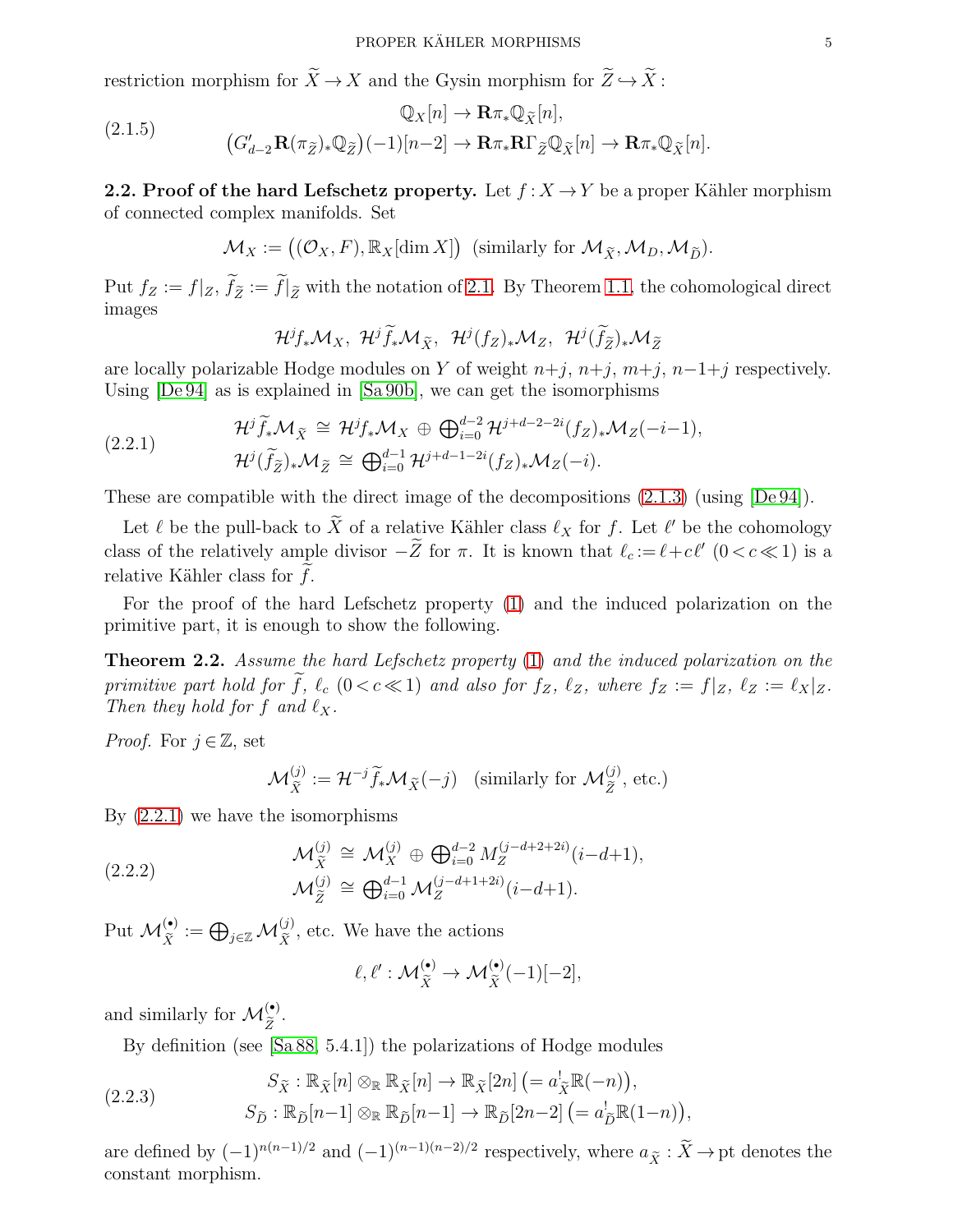restriction morphism for $\widetilde{X} \to X$ and the Gysin morphism for $\widetilde{Z} \hookrightarrow \widetilde{X}$:

$$
\begin{aligned}
&\mathbb{Q}_X[n] \to \mathbf{R}\pi_*\mathbb{Q}_{\widetilde{X}}[n], \\
&\big(G'_{d-2}\mathbf{R}(\pi_{\widetilde{Z}})_*\mathbb{Q}_{\widetilde{Z}}\big)(-1)[n-2] \to \mathbf{R}\pi_*\mathbf{R}\Gamma_{\widetilde{Z}}\mathbb{Q}_{\widetilde{X}}[n] \to \mathbf{R}\pi_*\mathbb{Q}_{\widetilde{X}}[n].
\end{aligned}
\tag{2.1.5}
$$

**2.2. Proof of the hard Lefschetz property.** Let $f: X \to Y$ be a proper Kähler morphism of connected complex manifolds. Set

$$\mathcal{M}_X := \big((\mathcal{O}_X, F), \mathbb{R}_X[\dim X]\big) \ \ \text{(similarly for } \mathcal{M}_{\widetilde{X}}, \mathcal{M}_D, \mathcal{M}_{\widetilde{D}}).$$

Put $f_Z := f|_Z$, $\widetilde{f}_{\widetilde{Z}} := \widetilde{f}|_{\widetilde{Z}}$ with the notation of 2.1. By Theorem 1.1, the cohomological direct images

$$\mathcal{H}^j f_*\mathcal{M}_X, \ \mathcal{H}^j \widetilde{f}_*\mathcal{M}_{\widetilde{X}}, \ \mathcal{H}^j (f_Z)_*\mathcal{M}_Z, \ \mathcal{H}^j (\widetilde{f}_{\widetilde{Z}})_*\mathcal{M}_{\widetilde{Z}}$$

are locally polarizable Hodge modules on $Y$ of weight $n+j$, $n+j$, $m+j$, $n-1+j$ respectively. Using [De 94] as is explained in [Sa 90b], we can get the isomorphisms

$$
\begin{aligned}
\mathcal{H}^j \widetilde{f}_*\mathcal{M}_{\widetilde{X}} &\cong \mathcal{H}^j f_*\mathcal{M}_X \oplus \textstyle\bigoplus_{i=0}^{d-2} \mathcal{H}^{j+d-2-2i}(f_Z)_*\mathcal{M}_Z(-i-1), \\
\mathcal{H}^j (\widetilde{f}_{\widetilde{Z}})_*\mathcal{M}_{\widetilde{Z}} &\cong \textstyle\bigoplus_{i=0}^{d-1} \mathcal{H}^{j+d-1-2i}(f_Z)_*\mathcal{M}_Z(-i).
\end{aligned}
\tag{2.2.1}
$$

These are compatible with the direct image of the decompositions (2.1.3) (using [De 94]).

Let $\ell$ be the pull-back to $\widetilde{X}$ of a relative Kähler class $\ell_X$ for $f$. Let $\ell'$ be the cohomology class of the relatively ample divisor $-\widetilde{Z}$ for $\pi$. It is known that $\ell_c := \ell + c\ell'$ $(0 < c \ll 1)$ is a relative Kähler class for $\widetilde{f}$.

For the proof of the hard Lefschetz property (1) and the induced polarization on the primitive part, it is enough to show the following.

**Theorem 2.2.** *Assume the hard Lefschetz property* (1) *and the induced polarization on the primitive part hold for* $\widetilde{f}$, $\ell_c$ $(0 < c \ll 1)$ *and also for* $f_Z$, $\ell_Z$, *where* $f_Z := f|_Z$, $\ell_Z := \ell_X|_Z$. *Then they hold for* $f$ *and* $\ell_X$.

*Proof.* For $j \in \mathbb{Z}$, set

$$\mathcal{M}_{\widetilde{X}}^{(j)} := \mathcal{H}^{-j}\widetilde{f}_*\mathcal{M}_{\widetilde{X}}(-j) \quad \text{(similarly for } \mathcal{M}_{\widetilde{Z}}^{(j)}, \text{ etc.)}$$

By (2.2.1) we have the isomorphisms

$$
\begin{aligned}
\mathcal{M}_{\widetilde{X}}^{(j)} &\cong \mathcal{M}_X^{(j)} \oplus \textstyle\bigoplus_{i=0}^{d-2} M_Z^{(j-d+2+2i)}(i-d+1), \\
\mathcal{M}_{\widetilde{Z}}^{(j)} &\cong \textstyle\bigoplus_{i=0}^{d-1} \mathcal{M}_Z^{(j-d+1+2i)}(i-d+1).
\end{aligned}
\tag{2.2.2}
$$

Put $\mathcal{M}_{\widetilde{X}}^{(\bullet)} := \bigoplus_{j\in\mathbb{Z}} \mathcal{M}_{\widetilde{X}}^{(j)}$, etc. We have the actions

$$\ell, \ell' : \mathcal{M}_{\widetilde{X}}^{(\bullet)} \to \mathcal{M}_{\widetilde{X}}^{(\bullet)}(-1)[-2],$$

and similarly for $\mathcal{M}_{\widetilde{Z}}^{(\bullet)}$.

By definition (see [Sa 88, 5.4.1]) the polarizations of Hodge modules

$$
\begin{aligned}
&S_{\widetilde{X}} : \mathbb{R}_{\widetilde{X}}[n] \otimes_{\mathbb{R}} \mathbb{R}_{\widetilde{X}}[n] \to \mathbb{R}_{\widetilde{X}}[2n] \big(= a_{\widetilde{X}}^!\mathbb{R}(-n)\big), \\
&S_{\widetilde{D}} : \mathbb{R}_{\widetilde{D}}[n-1] \otimes_{\mathbb{R}} \mathbb{R}_{\widetilde{D}}[n-1] \to \mathbb{R}_{\widetilde{D}}[2n-2] \big(= a_{\widetilde{D}}^!\mathbb{R}(1-n)\big),
\end{aligned}
\tag{2.2.3}
$$

are defined by $(-1)^{n(n-1)/2}$ and $(-1)^{(n-1)(n-2)/2}$ respectively, where $a_{\widetilde{X}} : \widetilde{X} \to \mathrm{pt}$ denotes the constant morphism.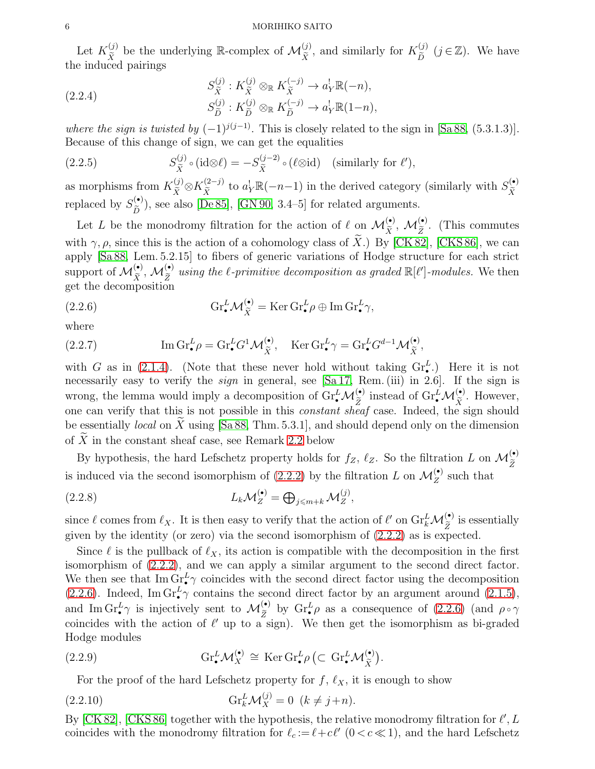Let $K_{\widetilde{X}}^{(j)}$ be the underlying $\mathbb{R}$-complex of $\mathcal{M}_{\widetilde{X}}^{(j)}$, and similarly for $K_{\widetilde{D}}^{(j)}$ $(j\in\mathbb{Z})$. We have the induced pairings

$$
\begin{aligned}
S_{\widetilde{X}}^{(j)} &: K_{\widetilde{X}}^{(j)}\otimes_{\mathbb{R}} K_{\widetilde{X}}^{(-j)} \to a_Y^!\mathbb{R}(-n),\\
S_{\widetilde{D}}^{(j)} &: K_{\widetilde{D}}^{(j)}\otimes_{\mathbb{R}} K_{\widetilde{D}}^{(-j)} \to a_Y^!\mathbb{R}(1-n),
\end{aligned}
\tag{2.2.4}
$$

*where the sign is twisted by* $(-1)^{j(j-1)}$. This is closely related to the sign in [Sa 88, (5.3.1.3)]. Because of this change of sign, we can get the equalities

$$
S_{\widetilde{X}}^{(j)}\circ(\mathrm{id}\otimes\ell) = -S_{\widetilde{X}}^{(j-2)}\circ(\ell\otimes\mathrm{id}) \quad (\text{similarly for } \ell'),
\tag{2.2.5}
$$

as morphisms from $K_{\widetilde{X}}^{(j)}\otimes K_{\widetilde{X}}^{(2-j)}$ to $a_Y^!\mathbb{R}(-n-1)$ in the derived category (similarly with $S_{\widetilde{X}}^{(\bullet)}$ replaced by $S_{\widetilde{D}}^{(\bullet)}$), see also [De 85], [GN 90, 3.4–5] for related arguments.

Let $L$ be the monodromy filtration for the action of $\ell$ on $\mathcal{M}_{\widetilde{X}}^{(\bullet)}$, $\mathcal{M}_{\widetilde{Z}}^{(\bullet)}$. (This commutes with $\gamma,\rho$, since this is the action of a cohomology class of $\widetilde{X}$.) By [CK 82], [CKS 86], we can apply [Sa 88, Lem. 5.2.15] to fibers of generic variations of Hodge structure for each strict support of $\mathcal{M}_{\widetilde{X}}^{(\bullet)}$, $\mathcal{M}_{\widetilde{Z}}^{(\bullet)}$ *using the $\ell$-primitive decomposition as graded $\mathbb{R}[\ell']$-modules.* We then get the decomposition

$$
\mathrm{Gr}_\bullet^L\mathcal{M}_{\widetilde{X}}^{(\bullet)} = \mathrm{Ker}\,\mathrm{Gr}_\bullet^L\rho \oplus \mathrm{Im}\,\mathrm{Gr}_\bullet^L\gamma,
\tag{2.2.6}
$$

where

$$
\mathrm{Im}\,\mathrm{Gr}_\bullet^L\rho = \mathrm{Gr}_\bullet^L G^1\mathcal{M}_{\widetilde{X}}^{(\bullet)}, \quad \mathrm{Ker}\,\mathrm{Gr}_\bullet^L\gamma = \mathrm{Gr}_\bullet^L G^{d-1}\mathcal{M}_{\widetilde{X}}^{(\bullet)},
\tag{2.2.7}
$$

with $G$ as in (2.1.4). (Note that these never hold without taking $\mathrm{Gr}_\bullet^L$.) Here it is not necessarily easy to verify the *sign* in general, see [Sa 17, Rem. (iii) in 2.6]. If the sign is wrong, the lemma would imply a decomposition of $\mathrm{Gr}_\bullet^L\mathcal{M}_{\widetilde{Z}}^{(\bullet)}$ instead of $\mathrm{Gr}_\bullet^L\mathcal{M}_{\widetilde{X}}^{(\bullet)}$. However, one can verify that this is not possible in this *constant sheaf* case. Indeed, the sign should be essentially *local* on $\widetilde{X}$ using [Sa 88, Thm. 5.3.1], and should depend only on the dimension of $\widetilde{X}$ in the constant sheaf case, see Remark 2.2 below

By hypothesis, the hard Lefschetz property holds for $f_Z$, $\ell_Z$. So the filtration $L$ on $\mathcal{M}_{\widetilde{Z}}^{(\bullet)}$ is induced via the second isomorphism of (2.2.2) by the filtration $L$ on $\mathcal{M}_Z^{(\bullet)}$ such that

$$
L_k\mathcal{M}_Z^{(\bullet)} = \bigoplus\nolimits_{j\leqslant m+k}\mathcal{M}_Z^{(j)},
\tag{2.2.8}
$$

since $\ell$ comes from $\ell_X$. It is then easy to verify that the action of $\ell'$ on $\mathrm{Gr}_k^L\mathcal{M}_{\widetilde{Z}}^{(\bullet)}$ is essentially given by the identity (or zero) via the second isomorphism of (2.2.2) as is expected.

Since $\ell$ is the pullback of $\ell_X$, its action is compatible with the decomposition in the first isomorphism of (2.2.2), and we can apply a similar argument to the second direct factor. We then see that $\mathrm{Im}\,\mathrm{Gr}_\bullet^L\gamma$ coincides with the second direct factor using the decomposition (2.2.6). Indeed, $\mathrm{Im}\,\mathrm{Gr}_\bullet^L\gamma$ contains the second direct factor by an argument around (2.1.5), and $\mathrm{Im}\,\mathrm{Gr}_\bullet^L\gamma$ is injectively sent to $\mathcal{M}_{\widetilde{Z}}^{(\bullet)}$ by $\mathrm{Gr}_\bullet^L\rho$ as a consequence of (2.2.6) (and $\rho\circ\gamma$ coincides with the action of $\ell'$ up to a sign). We then get the isomorphism as bi-graded Hodge modules

$$
\mathrm{Gr}_\bullet^L\mathcal{M}_X^{(\bullet)} \cong \mathrm{Ker}\,\mathrm{Gr}_\bullet^L\rho\,\big(\subset \mathrm{Gr}_\bullet^L\mathcal{M}_{\widetilde{X}}^{(\bullet)}\big).
\tag{2.2.9}
$$

For the proof of the hard Lefschetz property for $f$, $\ell_X$, it is enough to show

$$
\mathrm{Gr}_k^L\mathcal{M}_X^{(j)} = 0 \;\; (k\neq j+n).
\tag{2.2.10}
$$

By [CK 82], [CKS 86] together with the hypothesis, the relative monodromy filtration for $\ell'$, $L$ coincides with the monodromy filtration for $\ell_c := \ell + c\ell'$ $(0<c\ll 1)$, and the hard Lefschetz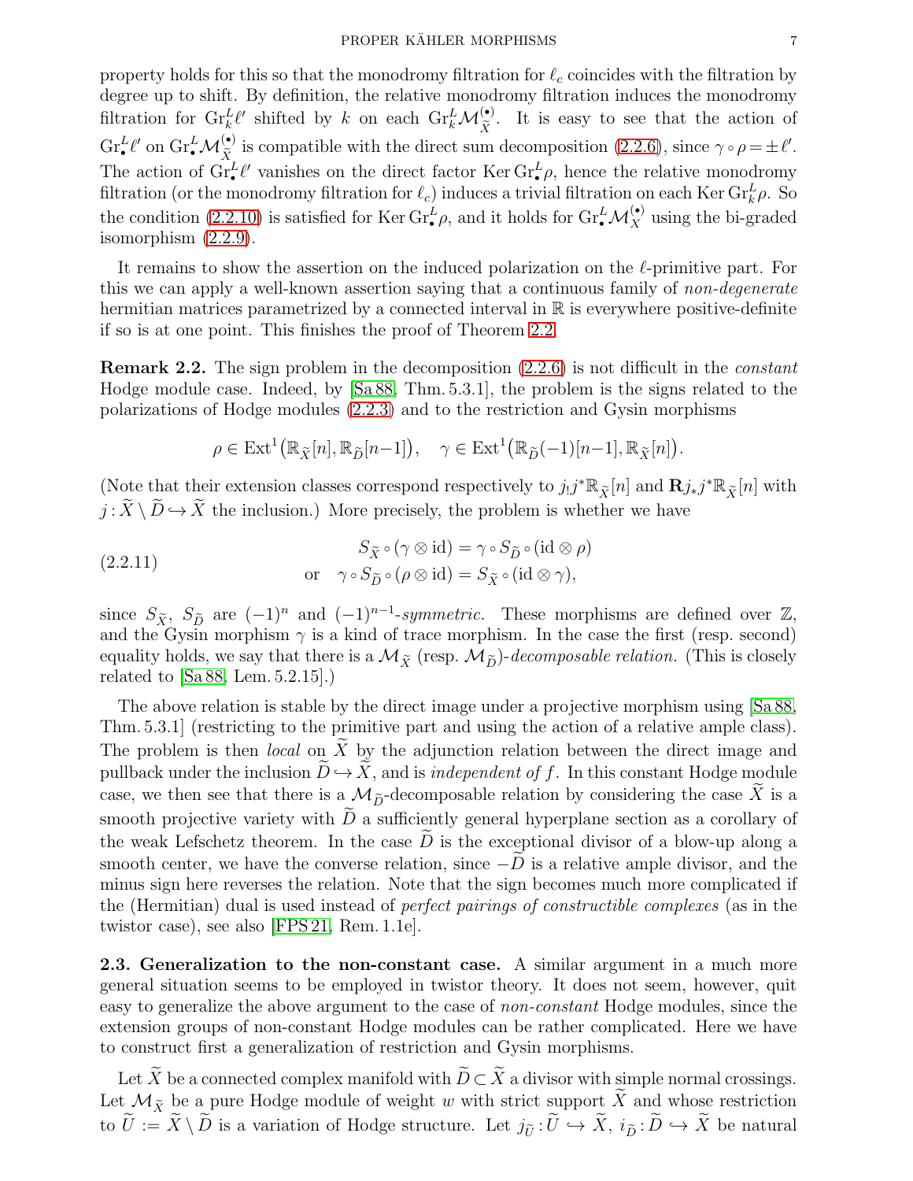property holds for this so that the monodromy filtration for $\ell_c$ coincides with the filtration by degree up to shift. By definition, the relative monodromy filtration induces the monodromy filtration for $\mathrm{Gr}_k^L\ell'$ shifted by $k$ on each $\mathrm{Gr}_k^L\mathcal{M}_{\widetilde{X}}^{(\bullet)}$. It is easy to see that the action of $\mathrm{Gr}_\bullet^L\ell'$ on $\mathrm{Gr}_\bullet^L\mathcal{M}_{\widetilde{X}}^{(\bullet)}$ is compatible with the direct sum decomposition (2.2.6), since $\gamma\circ\rho=\pm\ell'$. The action of $\mathrm{Gr}_\bullet^L\ell'$ vanishes on the direct factor $\mathrm{Ker}\,\mathrm{Gr}_\bullet^L\rho$, hence the relative monodromy filtration (or the monodromy filtration for $\ell_c$) induces a trivial filtration on each $\mathrm{Ker}\,\mathrm{Gr}_k^L\rho$. So the condition (2.2.10) is satisfied for $\mathrm{Ker}\,\mathrm{Gr}_\bullet^L\rho$, and it holds for $\mathrm{Gr}_\bullet^L\mathcal{M}_X^{(\bullet)}$ using the bi-graded isomorphism (2.2.9).

It remains to show the assertion on the induced polarization on the $\ell$-primitive part. For this we can apply a well-known assertion saying that a continuous family of *non-degenerate* hermitian matrices parametrized by a connected interval in $\mathbb{R}$ is everywhere positive-definite if so is at one point. This finishes the proof of Theorem 2.2.

**Remark 2.2.** The sign problem in the decomposition (2.2.6) is not difficult in the *constant* Hodge module case. Indeed, by [Sa 88, Thm. 5.3.1], the problem is the signs related to the polarizations of Hodge modules (2.2.3) and to the restriction and Gysin morphisms

$$\rho\in\mathrm{Ext}^1\big(\mathbb{R}_{\widetilde{X}}[n],\mathbb{R}_{\widetilde{D}}[n-1]\big),\quad \gamma\in\mathrm{Ext}^1\big(\mathbb{R}_{\widetilde{D}}(-1)[n-1],\mathbb{R}_{\widetilde{X}}[n]\big).$$

(Note that their extension classes correspond respectively to $j_!j^*\mathbb{R}_{\widetilde{X}}[n]$ and $\mathbf{R}j_*j^*\mathbb{R}_{\widetilde{X}}[n]$ with $j:\widetilde{X}\setminus\widetilde{D}\hookrightarrow\widetilde{X}$ the inclusion.) More precisely, the problem is whether we have

$$\begin{aligned} S_{\widetilde{X}}\circ(\gamma\otimes\mathrm{id})&=\gamma\circ S_{\widetilde{D}}\circ(\mathrm{id}\otimes\rho)\\ \text{or}\quad \gamma\circ S_{\widetilde{D}}\circ(\rho\otimes\mathrm{id})&=S_{\widetilde{X}}\circ(\mathrm{id}\otimes\gamma),\end{aligned}\tag{2.2.11}$$

since $S_{\widetilde{X}}$, $S_{\widetilde{D}}$ are $(-1)^n$ and $(-1)^{n-1}$-*symmetric.* These morphisms are defined over $\mathbb{Z}$, and the Gysin morphism $\gamma$ is a kind of trace morphism. In the case the first (resp. second) equality holds, we say that there is a $\mathcal{M}_{\widetilde{X}}$ (resp. $\mathcal{M}_{\widetilde{D}}$)-*decomposable relation.* (This is closely related to [Sa 88, Lem. 5.2.15].)

The above relation is stable by the direct image under a projective morphism using [Sa 88, Thm. 5.3.1] (restricting to the primitive part and using the action of a relative ample class). The problem is then *local* on $\widetilde{X}$ by the adjunction relation between the direct image and pullback under the inclusion $\widetilde{D}\hookrightarrow\widetilde{X}$, and is *independent of* $f$. In this constant Hodge module case, we then see that there is a $\mathcal{M}_{\widetilde{D}}$-decomposable relation by considering the case $\widetilde{X}$ is a smooth projective variety with $\widetilde{D}$ a sufficiently general hyperplane section as a corollary of the weak Lefschetz theorem. In the case $\widetilde{D}$ is the exceptional divisor of a blow-up along a smooth center, we have the converse relation, since $-\widetilde{D}$ is a relative ample divisor, and the minus sign here reverses the relation. Note that the sign becomes much more complicated if the (Hermitian) dual is used instead of *perfect pairings of constructible complexes* (as in the twistor case), see also [FPS 21, Rem. 1.1e].

**2.3. Generalization to the non-constant case.** A similar argument in a much more general situation seems to be employed in twistor theory. It does not seem, however, quit easy to generalize the above argument to the case of *non-constant* Hodge modules, since the extension groups of non-constant Hodge modules can be rather complicated. Here we have to construct first a generalization of restriction and Gysin morphisms.

Let $\widetilde{X}$ be a connected complex manifold with $\widetilde{D}\subset\widetilde{X}$ a divisor with simple normal crossings. Let $\mathcal{M}_{\widetilde{X}}$ be a pure Hodge module of weight $w$ with strict support $\widetilde{X}$ and whose restriction to $\widetilde{U}:=\widetilde{X}\setminus\widetilde{D}$ is a variation of Hodge structure. Let $j_{\widetilde{U}}:\widetilde{U}\hookrightarrow\widetilde{X}$, $i_{\widetilde{D}}:\widetilde{D}\hookrightarrow\widetilde{X}$ be natural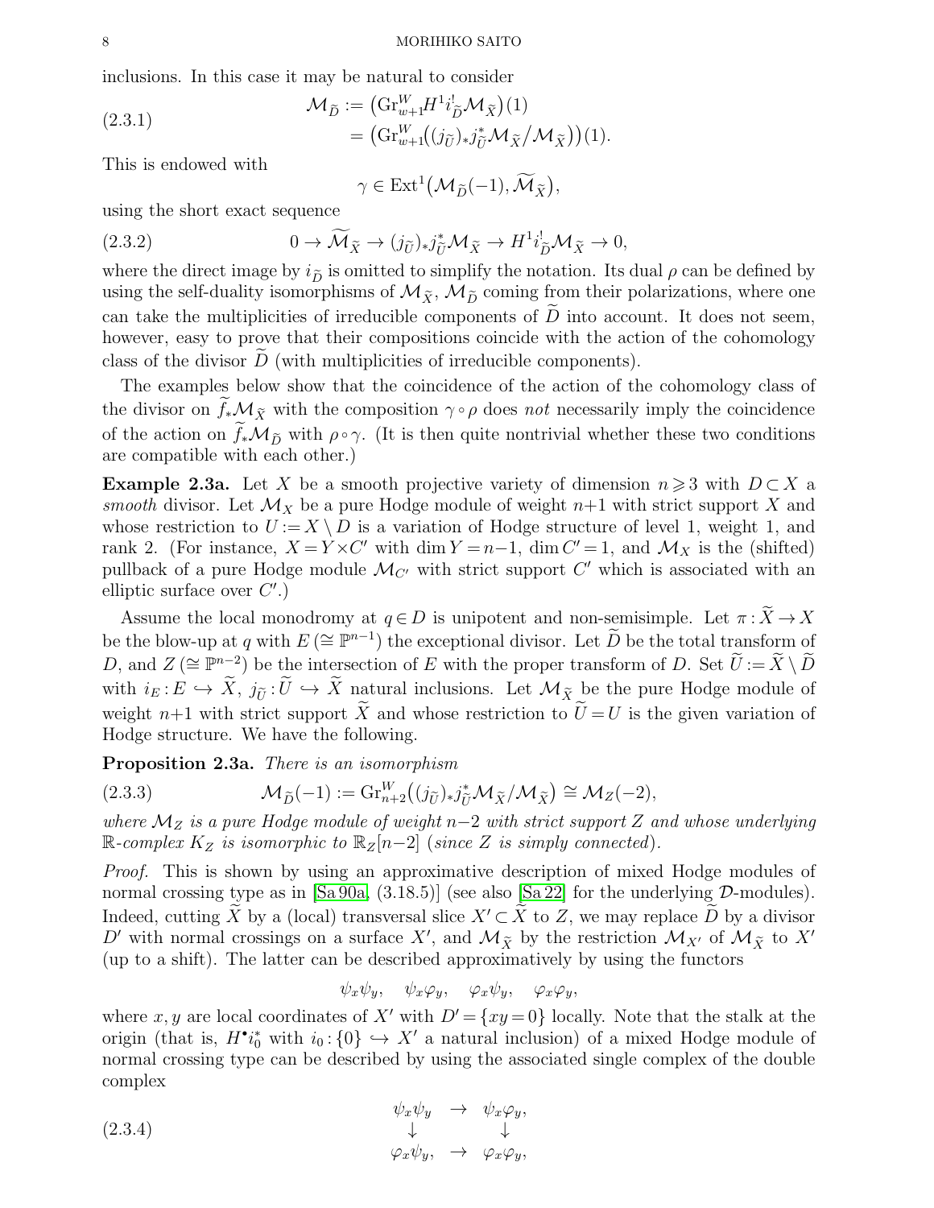inclusions. In this case it may be natural to consider

$$
\begin{aligned}
\mathcal{M}_{\widetilde{D}} &:= \big(\mathrm{Gr}^W_{w+1} H^1 i^!_{\widetilde{D}} \mathcal{M}_{\widetilde{X}}\big)(1) \\
&= \big(\mathrm{Gr}^W_{w+1}\big((j_{\widetilde{U}})_* j^*_{\widetilde{U}} \mathcal{M}_{\widetilde{X}} / \mathcal{M}_{\widetilde{X}}\big)\big)(1).
\end{aligned} \tag{2.3.1}
$$

This is endowed with

$$
\gamma \in \mathrm{Ext}^1\big(\mathcal{M}_{\widetilde{D}}(-1), \widetilde{\mathcal{M}}_{\widetilde{X}}\big),
$$

using the short exact sequence

$$
0 \to \widetilde{\mathcal{M}}_{\widetilde{X}} \to (j_{\widetilde{U}})_* j^*_{\widetilde{U}} \mathcal{M}_{\widetilde{X}} \to H^1 i^!_{\widetilde{D}} \mathcal{M}_{\widetilde{X}} \to 0, \tag{2.3.2}
$$

where the direct image by $i_{\widetilde{D}}$ is omitted to simplify the notation. Its dual $\rho$ can be defined by using the self-duality isomorphisms of $\mathcal{M}_{\widetilde{X}}$, $\mathcal{M}_{\widetilde{D}}$ coming from their polarizations, where one can take the multiplicities of irreducible components of $\widetilde{D}$ into account. It does not seem, however, easy to prove that their compositions coincide with the action of the cohomology class of the divisor $\widetilde{D}$ (with multiplicities of irreducible components).

The examples below show that the coincidence of the action of the cohomology class of the divisor on $\widetilde{f}_* \mathcal{M}_{\widetilde{X}}$ with the composition $\gamma \circ \rho$ does *not* necessarily imply the coincidence of the action on $\widetilde{f}_* \mathcal{M}_{\widetilde{D}}$ with $\rho \circ \gamma$. (It is then quite nontrivial whether these two conditions are compatible with each other.)

**Example 2.3a.** Let $X$ be a smooth projective variety of dimension $n \geqslant 3$ with $D \subset X$ a *smooth* divisor. Let $\mathcal{M}_X$ be a pure Hodge module of weight $n+1$ with strict support $X$ and whose restriction to $U := X \setminus D$ is a variation of Hodge structure of level 1, weight 1, and rank 2. (For instance, $X = Y \times C'$ with $\dim Y = n-1$, $\dim C' = 1$, and $\mathcal{M}_X$ is the (shifted) pullback of a pure Hodge module $\mathcal{M}_{C'}$ with strict support $C'$ which is associated with an elliptic surface over $C'$.)

Assume the local monodromy at $q \in D$ is unipotent and non-semisimple. Let $\pi : \widetilde{X} \to X$ be the blow-up at $q$ with $E \,(\cong \mathbb{P}^{n-1})$ the exceptional divisor. Let $\widetilde{D}$ be the total transform of $D$, and $Z \,(\cong \mathbb{P}^{n-2})$ be the intersection of $E$ with the proper transform of $D$. Set $\widetilde{U} := \widetilde{X} \setminus \widetilde{D}$ with $i_E : E \hookrightarrow \widetilde{X}$, $j_{\widetilde{U}} : \widetilde{U} \hookrightarrow \widetilde{X}$ natural inclusions. Let $\mathcal{M}_{\widetilde{X}}$ be the pure Hodge module of weight $n+1$ with strict support $\widetilde{X}$ and whose restriction to $\widetilde{U} = U$ is the given variation of Hodge structure. We have the following.

**Proposition 2.3a.** *There is an isomorphism*

$$
\mathcal{M}_{\widetilde{D}}(-1) := \mathrm{Gr}^W_{n+2}\big((j_{\widetilde{U}})_* j^*_{\widetilde{U}} \mathcal{M}_{\widetilde{X}} / \mathcal{M}_{\widetilde{X}}\big) \cong \mathcal{M}_Z(-2), \tag{2.3.3}
$$

*where $\mathcal{M}_Z$ is a pure Hodge module of weight $n-2$ with strict support $Z$ and whose underlying $\mathbb{R}$-complex $K_Z$ is isomorphic to $\mathbb{R}_Z[n-2]$ (since $Z$ is simply connected).*

*Proof.* This is shown by using an approximative description of mixed Hodge modules of normal crossing type as in [Sa 90a, (3.18.5)] (see also [Sa 22] for the underlying $\mathcal{D}$-modules). Indeed, cutting $\widetilde{X}$ by a (local) transversal slice $X' \subset \widetilde{X}$ to $Z$, we may replace $\widetilde{D}$ by a divisor $D'$ with normal crossings on a surface $X'$, and $\mathcal{M}_{\widetilde{X}}$ by the restriction $\mathcal{M}_{X'}$ of $\mathcal{M}_{\widetilde{X}}$ to $X'$ (up to a shift). The latter can be described approximatively by using the functors

$$
\psi_x \psi_y, \quad \psi_x \varphi_y, \quad \varphi_x \psi_y, \quad \varphi_x \varphi_y,
$$

where $x, y$ are local coordinates of $X'$ with $D' = \{xy = 0\}$ locally. Note that the stalk at the origin (that is, $H^\bullet i^*_0$ with $i_0 : \{0\} \hookrightarrow X'$ a natural inclusion) of a mixed Hodge module of normal crossing type can be described by using the associated single complex of the double complex

$$
\begin{array}{ccc}
\psi_x \psi_y & \to & \psi_x \varphi_y, \\
\downarrow & & \downarrow \\
\varphi_x \psi_y, & \to & \varphi_x \varphi_y,
\end{array} \tag{2.3.4}
$$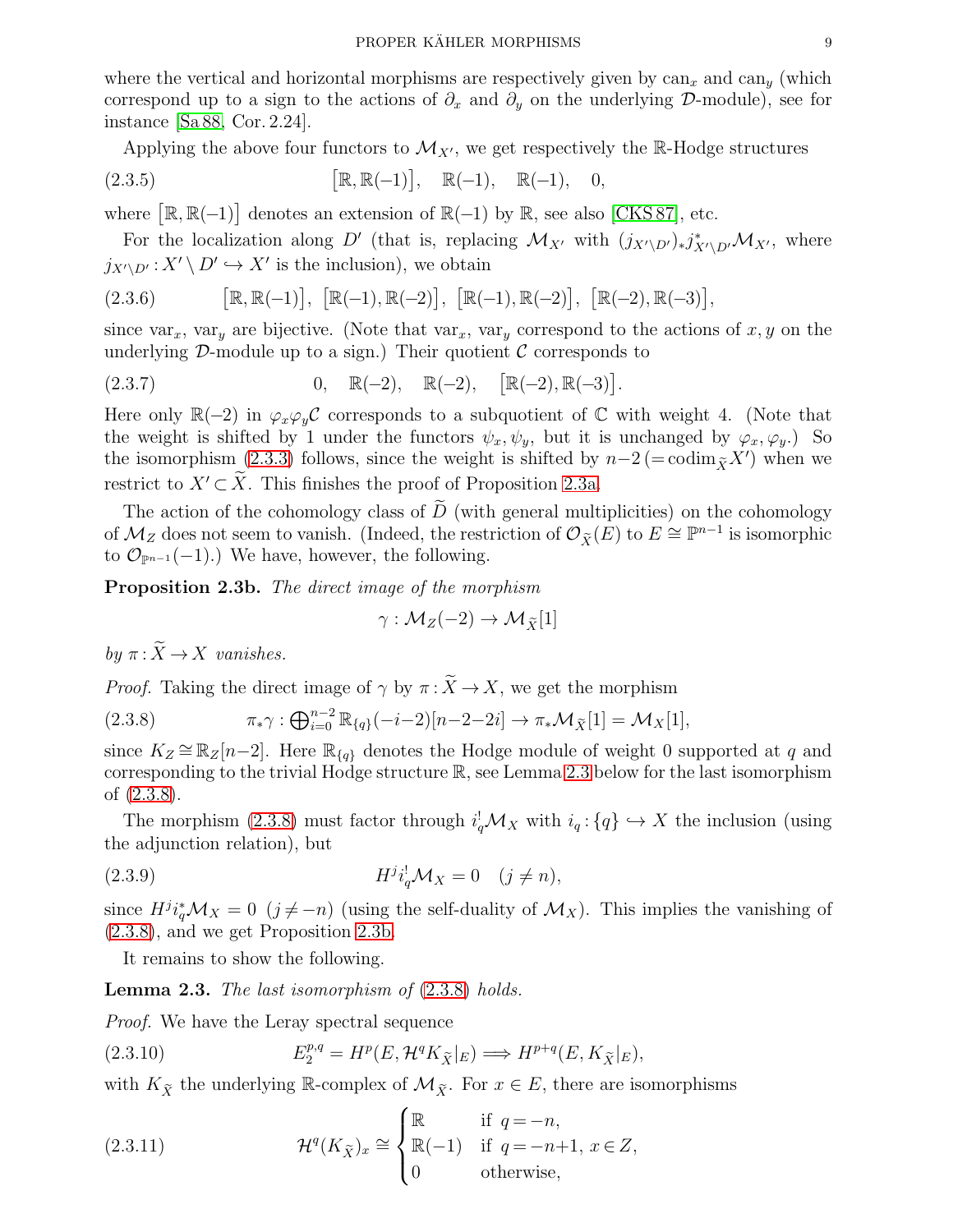where the vertical and horizontal morphisms are respectively given by $\mathrm{can}_x$ and $\mathrm{can}_y$ (which correspond up to a sign to the actions of $\partial_x$ and $\partial_y$ on the underlying $\mathcal{D}$-module), see for instance [Sa 88, Cor. 2.24].

Applying the above four functors to $\mathcal{M}_{X'}$, we get respectively the $\mathbb{R}$-Hodge structures

$$\big[\mathbb{R},\mathbb{R}(-1)\big],\quad \mathbb{R}(-1),\quad \mathbb{R}(-1),\quad 0, \tag{2.3.5}$$

where $\big[\mathbb{R},\mathbb{R}(-1)\big]$ denotes an extension of $\mathbb{R}(-1)$ by $\mathbb{R}$, see also [CKS 87], etc.

For the localization along $D'$ (that is, replacing $\mathcal{M}_{X'}$ with $(j_{X'\setminus D'})_*j^*_{X'\setminus D'}\mathcal{M}_{X'}$, where $j_{X'\setminus D'}:X'\setminus D'\hookrightarrow X'$ is the inclusion), we obtain

$$\big[\mathbb{R},\mathbb{R}(-1)\big],\ \big[\mathbb{R}(-1),\mathbb{R}(-2)\big],\ \big[\mathbb{R}(-1),\mathbb{R}(-2)\big],\ \big[\mathbb{R}(-2),\mathbb{R}(-3)\big], \tag{2.3.6}$$

since $\mathrm{var}_x$, $\mathrm{var}_y$ are bijective. (Note that $\mathrm{var}_x$, $\mathrm{var}_y$ correspond to the actions of $x,y$ on the underlying $\mathcal{D}$-module up to a sign.) Their quotient $\mathcal{C}$ corresponds to

$$0,\quad \mathbb{R}(-2),\quad \mathbb{R}(-2),\quad \big[\mathbb{R}(-2),\mathbb{R}(-3)\big]. \tag{2.3.7}$$

Here only $\mathbb{R}(-2)$ in $\varphi_x\varphi_y\mathcal{C}$ corresponds to a subquotient of $\mathbb{C}$ with weight 4. (Note that the weight is shifted by 1 under the functors $\psi_x,\psi_y$, but it is unchanged by $\varphi_x,\varphi_y$.) So the isomorphism (2.3.3) follows, since the weight is shifted by $n-2\,(=\mathrm{codim}_{\widetilde{X}}X')$ when we restrict to $X'\subset\widetilde{X}$. This finishes the proof of Proposition 2.3a.

The action of the cohomology class of $\widetilde{D}$ (with general multiplicities) on the cohomology of $\mathcal{M}_Z$ does not seem to vanish. (Indeed, the restriction of $\mathcal{O}_{\widetilde{X}}(E)$ to $E\cong\mathbb{P}^{n-1}$ is isomorphic to $\mathcal{O}_{\mathbb{P}^{n-1}}(-1)$.) We have, however, the following.

**Proposition 2.3b.** *The direct image of the morphism*

$$\gamma:\mathcal{M}_Z(-2)\to\mathcal{M}_{\widetilde{X}}[1]$$

*by $\pi:\widetilde{X}\to X$ vanishes.*

*Proof.* Taking the direct image of $\gamma$ by $\pi:\widetilde{X}\to X$, we get the morphism

$$\pi_*\gamma:\textstyle\bigoplus_{i=0}^{n-2}\mathbb{R}_{\{q\}}(-i-2)[n-2-2i]\to\pi_*\mathcal{M}_{\widetilde{X}}[1]=\mathcal{M}_X[1], \tag{2.3.8}$$

since $K_Z\cong\mathbb{R}_Z[n-2]$. Here $\mathbb{R}_{\{q\}}$ denotes the Hodge module of weight 0 supported at $q$ and corresponding to the trivial Hodge structure $\mathbb{R}$, see Lemma 2.3 below for the last isomorphism of (2.3.8).

The morphism (2.3.8) must factor through $i_q^!\mathcal{M}_X$ with $i_q:\{q\}\hookrightarrow X$ the inclusion (using the adjunction relation), but

$$H^ji_q^!\mathcal{M}_X=0\quad(j\ne n), \tag{2.3.9}$$

since $H^ji_q^*\mathcal{M}_X=0\ (j\ne -n)$ (using the self-duality of $\mathcal{M}_X$). This implies the vanishing of (2.3.8), and we get Proposition 2.3b.

It remains to show the following.

**Lemma 2.3.** *The last isomorphism of (2.3.8) holds.*

*Proof.* We have the Leray spectral sequence

$$E_2^{p,q}=H^p(E,\mathcal{H}^qK_{\widetilde{X}}|_E)\Longrightarrow H^{p+q}(E,K_{\widetilde{X}}|_E), \tag{2.3.10}$$

with $K_{\widetilde{X}}$ the underlying $\mathbb{R}$-complex of $\mathcal{M}_{\widetilde{X}}$. For $x\in E$, there are isomorphisms

$$\mathcal{H}^q(K_{\widetilde{X}})_x\cong\begin{cases}\mathbb{R} & \text{if } q=-n,\\ \mathbb{R}(-1) & \text{if } q=-n+1,\ x\in Z,\\ 0 & \text{otherwise,}\end{cases} \tag{2.3.11}$$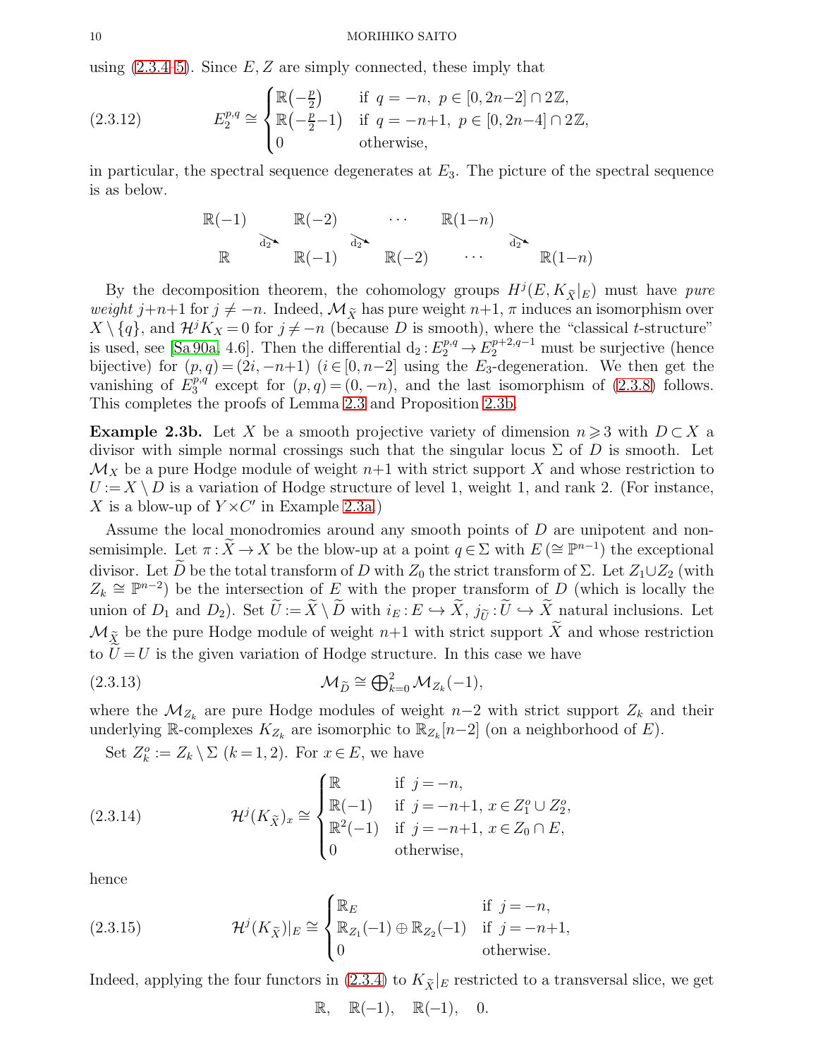using (2.3.4–5). Since $E, Z$ are simply connected, these imply that

$$E_2^{p,q} \cong \begin{cases} \mathbb{R}\big(-\tfrac{p}{2}\big) & \text{if } q=-n,\ p\in[0,2n-2]\cap 2\mathbb{Z}, \\ \mathbb{R}\big(-\tfrac{p}{2}-1\big) & \text{if } q=-n+1,\ p\in[0,2n-4]\cap 2\mathbb{Z}, \\ 0 & \text{otherwise,} \end{cases} \tag{2.3.12}$$

in particular, the spectral sequence degenerates at $E_3$. The picture of the spectral sequence is as below.

$$\begin{array}{ccccccc} \mathbb{R}(-1) & & \mathbb{R}(-2) & & \cdots & \mathbb{R}(1-n) & \\ & \searrow^{\mathrm{d}_2} & & \searrow^{\mathrm{d}_2} & & & \searrow^{\mathrm{d}_2} \\ \mathbb{R} & & \mathbb{R}(-1) & & \mathbb{R}(-2) & \cdots & \mathbb{R}(1-n) \end{array}$$

By the decomposition theorem, the cohomology groups $H^j(E, K_{\widetilde{X}}|_E)$ must have *pure weight* $j+n+1$ for $j\neq -n$. Indeed, $\mathcal{M}_{\widetilde{X}}$ has pure weight $n+1$, $\pi$ induces an isomorphism over $X\setminus\{q\}$, and $\mathcal{H}^jK_X=0$ for $j\neq -n$ (because $D$ is smooth), where the "classical $t$-structure" is used, see [Sa 90a, 4.6]. Then the differential $\mathrm{d}_2: E_2^{p,q}\to E_2^{p+2,q-1}$ must be surjective (hence bijective) for $(p,q)=(2i,-n+1)$ $(i\in[0,n-2]$ using the $E_3$-degeneration. We then get the vanishing of $E_3^{p,q}$ except for $(p,q)=(0,-n)$, and the last isomorphism of (2.3.8) follows. This completes the proofs of Lemma 2.3 and Proposition 2.3b.

**Example 2.3b.** Let $X$ be a smooth projective variety of dimension $n\geqslant 3$ with $D\subset X$ a divisor with simple normal crossings such that the singular locus $\Sigma$ of $D$ is smooth. Let $\mathcal{M}_X$ be a pure Hodge module of weight $n+1$ with strict support $X$ and whose restriction to $U:=X\setminus D$ is a variation of Hodge structure of level 1, weight 1, and rank 2. (For instance, $X$ is a blow-up of $Y\times C'$ in Example 2.3a.)

Assume the local monodromies around any smooth points of $D$ are unipotent and non-semisimple. Let $\pi:\widetilde{X}\to X$ be the blow-up at a point $q\in\Sigma$ with $E\,(\cong\mathbb{P}^{n-1})$ the exceptional divisor. Let $\widetilde{D}$ be the total transform of $D$ with $Z_0$ the strict transform of $\Sigma$. Let $Z_1\cup Z_2$ (with $Z_k\cong\mathbb{P}^{n-2}$) be the intersection of $E$ with the proper transform of $D$ (which is locally the union of $D_1$ and $D_2$). Set $\widetilde{U}:=\widetilde{X}\setminus\widetilde{D}$ with $i_E:E\hookrightarrow\widetilde{X}$, $j_{\widetilde{U}}:\widetilde{U}\hookrightarrow\widetilde{X}$ natural inclusions. Let $\mathcal{M}_{\widetilde{X}}$ be the pure Hodge module of weight $n+1$ with strict support $\widetilde{X}$ and whose restriction to $\widetilde{U}=U$ is the given variation of Hodge structure. In this case we have

$$\mathcal{M}_{\widetilde{D}}\cong\textstyle\bigoplus_{k=0}^2\mathcal{M}_{Z_k}(-1), \tag{2.3.13}$$

where the $\mathcal{M}_{Z_k}$ are pure Hodge modules of weight $n-2$ with strict support $Z_k$ and their underlying $\mathbb{R}$-complexes $K_{Z_k}$ are isomorphic to $\mathbb{R}_{Z_k}[n-2]$ (on a neighborhood of $E$).

Set $Z_k^o:=Z_k\setminus\Sigma$ $(k=1,2)$. For $x\in E$, we have

$$\mathcal{H}^j(K_{\widetilde{X}})_x\cong\begin{cases} \mathbb{R} & \text{if } j=-n, \\ \mathbb{R}(-1) & \text{if } j=-n+1,\ x\in Z_1^o\cup Z_2^o, \\ \mathbb{R}^2(-1) & \text{if } j=-n+1,\ x\in Z_0\cap E, \\ 0 & \text{otherwise,} \end{cases} \tag{2.3.14}$$

hence

$$\mathcal{H}^j(K_{\widetilde{X}})|_E\cong\begin{cases} \mathbb{R}_E & \text{if } j=-n, \\ \mathbb{R}_{Z_1}(-1)\oplus\mathbb{R}_{Z_2}(-1) & \text{if } j=-n+1, \\ 0 & \text{otherwise.} \end{cases} \tag{2.3.15}$$

Indeed, applying the four functors in (2.3.4) to $K_{\widetilde{X}}|_E$ restricted to a transversal slice, we get

$$\mathbb{R},\quad \mathbb{R}(-1),\quad \mathbb{R}(-1),\quad 0.$$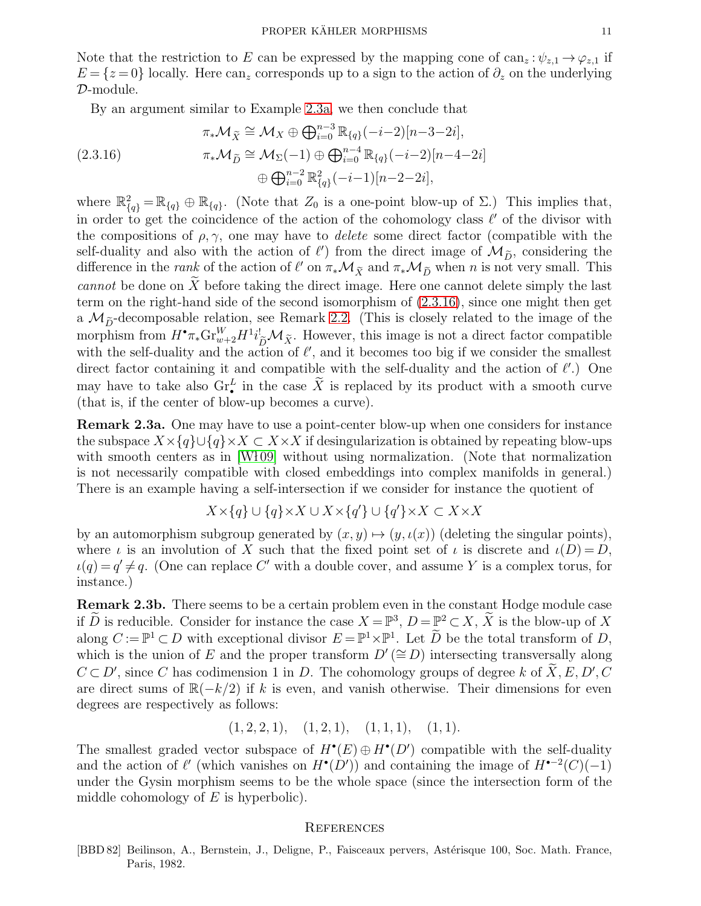Note that the restriction to $E$ can be expressed by the mapping cone of $\mathrm{can}_z : \psi_{z,1} \to \varphi_{z,1}$ if $E = \{z = 0\}$ locally. Here $\mathrm{can}_z$ corresponds up to a sign to the action of $\partial_z$ on the underlying $\mathcal{D}$-module.

By an argument similar to Example 2.3a, we then conclude that

$$
\begin{aligned}
&\pi_*\mathcal{M}_{\widetilde{X}} \cong \mathcal{M}_X \oplus \textstyle\bigoplus_{i=0}^{n-3} \mathbb{R}_{\{q\}}(-i-2)[n-3-2i],\\
(2.3.16) \qquad &\pi_*\mathcal{M}_{\widetilde{D}} \cong \mathcal{M}_\Sigma(-1) \oplus \textstyle\bigoplus_{i=0}^{n-4} \mathbb{R}_{\{q\}}(-i-2)[n-4-2i]\\
&\qquad\qquad \oplus \textstyle\bigoplus_{i=0}^{n-2} \mathbb{R}^2_{\{q\}}(-i-1)[n-2-2i],
\end{aligned}
$$

where $\mathbb{R}^2_{\{q\}} = \mathbb{R}_{\{q\}} \oplus \mathbb{R}_{\{q\}}$. (Note that $Z_0$ is a one-point blow-up of $\Sigma$.) This implies that, in order to get the coincidence of the action of the cohomology class $\ell'$ of the divisor with the compositions of $\rho, \gamma$, one may have to *delete* some direct factor (compatible with the self-duality and also with the action of $\ell'$) from the direct image of $\mathcal{M}_{\widetilde{D}}$, considering the difference in the *rank* of the action of $\ell'$ on $\pi_*\mathcal{M}_{\widetilde{X}}$ and $\pi_*\mathcal{M}_{\widetilde{D}}$ when $n$ is not very small. This *cannot* be done on $\widetilde{X}$ before taking the direct image. Here one cannot delete simply the last term on the right-hand side of the second isomorphism of (2.3.16), since one might then get a $\mathcal{M}_{\widetilde{D}}$-decomposable relation, see Remark 2.2. (This is closely related to the image of the morphism from $H^\bullet \pi_* \mathrm{Gr}^W_{w+2} H^1 i^!_{\widetilde{D}} \mathcal{M}_{\widetilde{X}}$. However, this image is not a direct factor compatible with the self-duality and the action of $\ell'$, and it becomes too big if we consider the smallest direct factor containing it and compatible with the self-duality and the action of $\ell'$.) One may have to take also $\mathrm{Gr}^L_\bullet$ in the case $\widetilde{X}$ is replaced by its product with a smooth curve (that is, if the center of blow-up becomes a curve).

**Remark 2.3a.** One may have to use a point-center blow-up when one considers for instance the subspace $X \times \{q\} \cup \{q\} \times X \subset X \times X$ if desingularization is obtained by repeating blow-ups with smooth centers as in [Wł09] without using normalization. (Note that normalization is not necessarily compatible with closed embeddings into complex manifolds in general.) There is an example having a self-intersection if we consider for instance the quotient of

$$X \times \{q\} \cup \{q\} \times X \cup X \times \{q'\} \cup \{q'\} \times X \subset X \times X$$

by an automorphism subgroup generated by $(x, y) \mapsto (y, \iota(x))$ (deleting the singular points), where $\iota$ is an involution of $X$ such that the fixed point set of $\iota$ is discrete and $\iota(D) = D$, $\iota(q) = q' \neq q$. (One can replace $C'$ with a double cover, and assume $Y$ is a complex torus, for instance.)

**Remark 2.3b.** There seems to be a certain problem even in the constant Hodge module case if $\widetilde{D}$ is reducible. Consider for instance the case $X = \mathbb{P}^3$, $D = \mathbb{P}^2 \subset X$, $\widetilde{X}$ is the blow-up of $X$ along $C := \mathbb{P}^1 \subset D$ with exceptional divisor $E = \mathbb{P}^1 \times \mathbb{P}^1$. Let $\widetilde{D}$ be the total transform of $D$, which is the union of $E$ and the proper transform $D' (\cong D)$ intersecting transversally along $C \subset D'$, since $C$ has codimension 1 in $D$. The cohomology groups of degree $k$ of $\widetilde{X}, E, D', C$ are direct sums of $\mathbb{R}(-k/2)$ if $k$ is even, and vanish otherwise. Their dimensions for even degrees are respectively as follows:

$$(1, 2, 2, 1), \quad (1, 2, 1), \quad (1, 1, 1), \quad (1, 1).$$

The smallest graded vector subspace of $H^\bullet(E) \oplus H^\bullet(D')$ compatible with the self-duality and the action of $\ell'$ (which vanishes on $H^\bullet(D')$) and containing the image of $H^{\bullet-2}(C)(-1)$ under the Gysin morphism seems to be the whole space (since the intersection form of the middle cohomology of $E$ is hyperbolic).

## References

[BBD 82] Beilinson, A., Bernstein, J., Deligne, P., Faisceaux pervers, Astérisque 100, Soc. Math. France, Paris, 1982.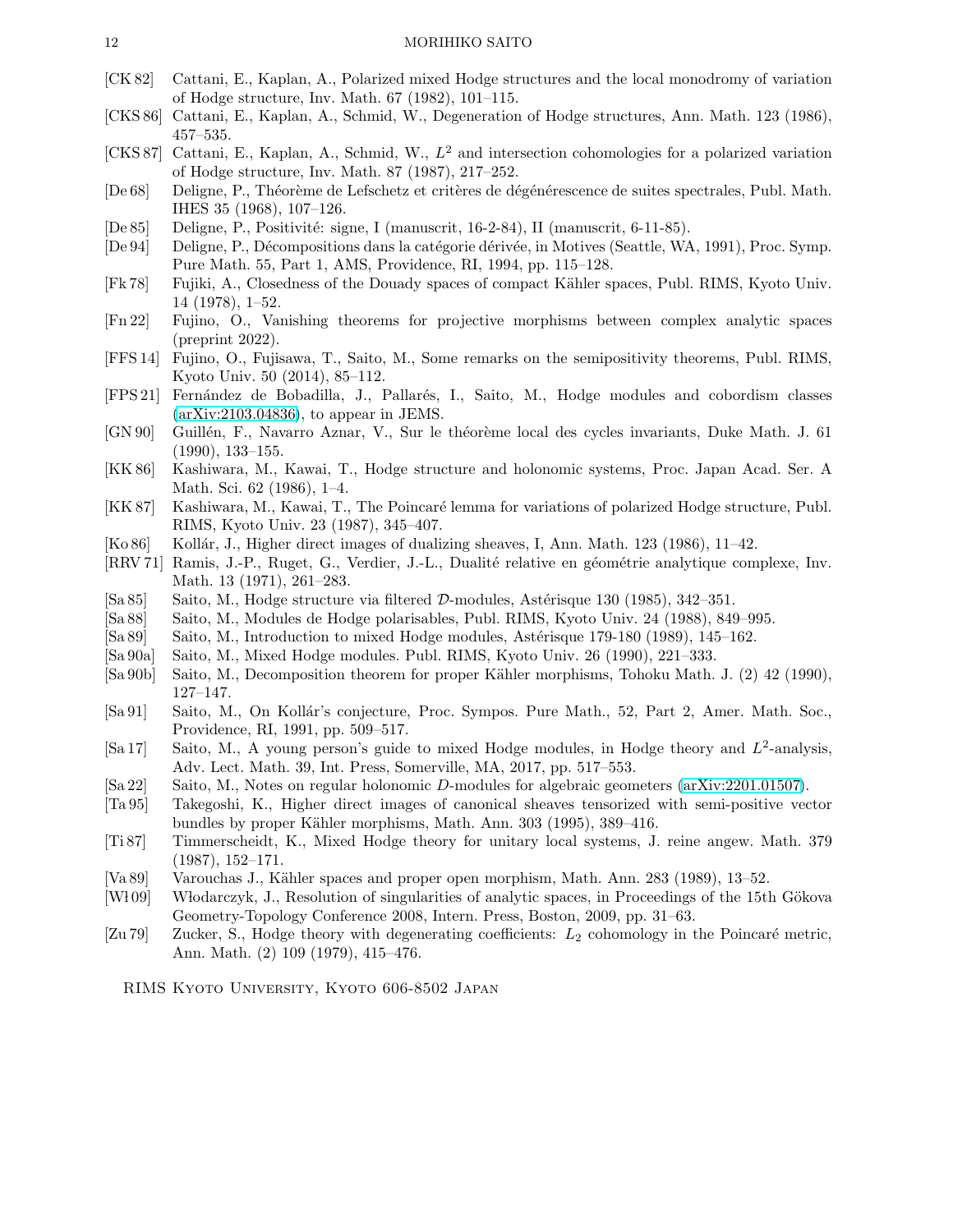[CK 82] Cattani, E., Kaplan, A., Polarized mixed Hodge structures and the local monodromy of variation of Hodge structure, Inv. Math. 67 (1982), 101–115.

[CKS 86] Cattani, E., Kaplan, A., Schmid, W., Degeneration of Hodge structures, Ann. Math. 123 (1986), 457–535.

[CKS 87] Cattani, E., Kaplan, A., Schmid, W., $L^2$ and intersection cohomologies for a polarized variation of Hodge structure, Inv. Math. 87 (1987), 217–252.

[De 68] Deligne, P., Théorème de Lefschetz et critères de dégénérescence de suites spectrales, Publ. Math. IHES 35 (1968), 107–126.

[De 85] Deligne, P., Positivité: signe, I (manuscrit, 16-2-84), II (manuscrit, 6-11-85).

[De 94] Deligne, P., Décompositions dans la catégorie dérivée, in Motives (Seattle, WA, 1991), Proc. Symp. Pure Math. 55, Part 1, AMS, Providence, RI, 1994, pp. 115–128.

[Fk 78] Fujiki, A., Closedness of the Douady spaces of compact Kähler spaces, Publ. RIMS, Kyoto Univ. 14 (1978), 1–52.

[Fn 22] Fujino, O., Vanishing theorems for projective morphisms between complex analytic spaces (preprint 2022).

[FFS 14] Fujino, O., Fujisawa, T., Saito, M., Some remarks on the semipositivity theorems, Publ. RIMS, Kyoto Univ. 50 (2014), 85–112.

[FPS 21] Fernández de Bobadilla, J., Pallarés, I., Saito, M., Hodge modules and cobordism classes (arXiv:2103.04836), to appear in JEMS.

[GN 90] Guillén, F., Navarro Aznar, V., Sur le théorème local des cycles invariants, Duke Math. J. 61 (1990), 133–155.

[KK 86] Kashiwara, M., Kawai, T., Hodge structure and holonomic systems, Proc. Japan Acad. Ser. A Math. Sci. 62 (1986), 1–4.

[KK 87] Kashiwara, M., Kawai, T., The Poincaré lemma for variations of polarized Hodge structure, Publ. RIMS, Kyoto Univ. 23 (1987), 345–407.

[Ko 86] Kollár, J., Higher direct images of dualizing sheaves, I, Ann. Math. 123 (1986), 11–42.

[RRV 71] Ramis, J.-P., Ruget, G., Verdier, J.-L., Dualité relative en géométrie analytique complexe, Inv. Math. 13 (1971), 261–283.

[Sa 85] Saito, M., Hodge structure via filtered $\mathcal{D}$-modules, Astérisque 130 (1985), 342–351.

[Sa 88] Saito, M., Modules de Hodge polarisables, Publ. RIMS, Kyoto Univ. 24 (1988), 849–995.

[Sa 89] Saito, M., Introduction to mixed Hodge modules, Astérisque 179-180 (1989), 145–162.

[Sa 90a] Saito, M., Mixed Hodge modules. Publ. RIMS, Kyoto Univ. 26 (1990), 221–333.

[Sa 90b] Saito, M., Decomposition theorem for proper Kähler morphisms, Tohoku Math. J. (2) 42 (1990), 127–147.

[Sa 91] Saito, M., On Kollár's conjecture, Proc. Sympos. Pure Math., 52, Part 2, Amer. Math. Soc., Providence, RI, 1991, pp. 509–517.

[Sa 17] Saito, M., A young person's guide to mixed Hodge modules, in Hodge theory and $L^2$-analysis, Adv. Lect. Math. 39, Int. Press, Somerville, MA, 2017, pp. 517–553.

[Sa 22] Saito, M., Notes on regular holonomic $D$-modules for algebraic geometers (arXiv:2201.01507).

[Ta 95] Takegoshi, K., Higher direct images of canonical sheaves tensorized with semi-positive vector bundles by proper Kähler morphisms, Math. Ann. 303 (1995), 389–416.

[Ti 87] Timmerscheidt, K., Mixed Hodge theory for unitary local systems, J. reine angew. Math. 379 (1987), 152–171.

[Va 89] Varouchas J., Kähler spaces and proper open morphism, Math. Ann. 283 (1989), 13–52.

[Wł 09] Włodarczyk, J., Resolution of singularities of analytic spaces, in Proceedings of the 15th Gökova Geometry-Topology Conference 2008, Intern. Press, Boston, 2009, pp. 31–63.

[Zu 79] Zucker, S., Hodge theory with degenerating coefficients: $L_2$ cohomology in the Poincaré metric, Ann. Math. (2) 109 (1979), 415–476.

RIMS Kyoto University, Kyoto 606-8502 Japan